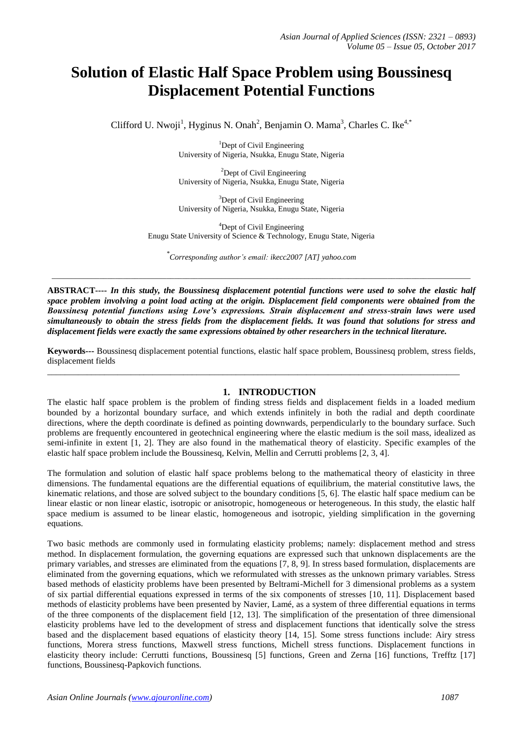# Solution of Elastic Half Space Problem using Boussinesq Displacement Potential Functions

Clifford U. Nwoji[1], Hyginus N. Onah[2], Benjamin O. Mama[3], Charles C. Ike[4,*]

[1]Dept of Civil Engineering
University of Nigeria, Nsukka, Enugu State, Nigeria

[2]Dept of Civil Engineering
University of Nigeria, Nsukka, Enugu State, Nigeria

[3]Dept of Civil Engineering
University of Nigeria, Nsukka, Enugu State, Nigeria

[4]Dept of Civil Engineering
Enugu State University of Science & Technology, Enugu State, Nigeria

*Corresponding author's email: ikecc2007 [AT] yahoo.com*

---

**ABSTRACT---- *In this study, the Boussinesq displacement potential functions were used to solve the elastic half space problem involving a point load acting at the origin. Displacement field components were obtained from the Boussinesq potential functions using Love's expressions. Strain displacement and stress-strain laws were used simultaneously to obtain the stress fields from the displacement fields. It was found that solutions for stress and displacement fields were exactly the same expressions obtained by other researchers in the technical literature.***

**Keywords---** Boussinesq displacement potential functions, elastic half space problem, Boussinesq problem, stress fields, displacement fields

---

## 1. INTRODUCTION

The elastic half space problem is the problem of finding stress fields and displacement fields in a loaded medium bounded by a horizontal boundary surface, and which extends infinitely in both the radial and depth coordinate directions, where the depth coordinate is defined as pointing downwards, perpendicularly to the boundary surface. Such problems are frequently encountered in geotechnical engineering where the elastic medium is the soil mass, idealized as semi-infinite in extent [1, 2]. They are also found in the mathematical theory of elasticity. Specific examples of the elastic half space problem include the Boussinesq, Kelvin, Mellin and Cerrutti problems [2, 3, 4].

The formulation and solution of elastic half space problems belong to the mathematical theory of elasticity in three dimensions. The fundamental equations are the differential equations of equilibrium, the material constitutive laws, the kinematic relations, and those are solved subject to the boundary conditions [5, 6]. The elastic half space medium can be linear elastic or non linear elastic, isotropic or anisotropic, homogeneous or heterogeneous. In this study, the elastic half space medium is assumed to be linear elastic, homogeneous and isotropic, yielding simplification in the governing equations.

Two basic methods are commonly used in formulating elasticity problems; namely: displacement method and stress method. In displacement formulation, the governing equations are expressed such that unknown displacements are the primary variables, and stresses are eliminated from the equations [7, 8, 9]. In stress based formulation, displacements are eliminated from the governing equations, which we reformulated with stresses as the unknown primary variables. Stress based methods of elasticity problems have been presented by Beltrami-Michell for 3 dimensional problems as a system of six partial differential equations expressed in terms of the six components of stresses [10, 11]. Displacement based methods of elasticity problems have been presented by Navier, Lamé, as a system of three differential equations in terms of the three components of the displacement field [12, 13]. The simplification of the presentation of three dimensional elasticity problems have led to the development of stress and displacement functions that identically solve the stress based and the displacement based equations of elasticity theory [14, 15]. Some stress functions include: Airy stress functions, Morera stress functions, Maxwell stress functions, Michell stress functions. Displacement functions in elasticity theory include: Cerrutti functions, Boussinesq [5] functions, Green and Zerna [16] functions, Trefftz [17] functions, Boussinesq-Papkovich functions.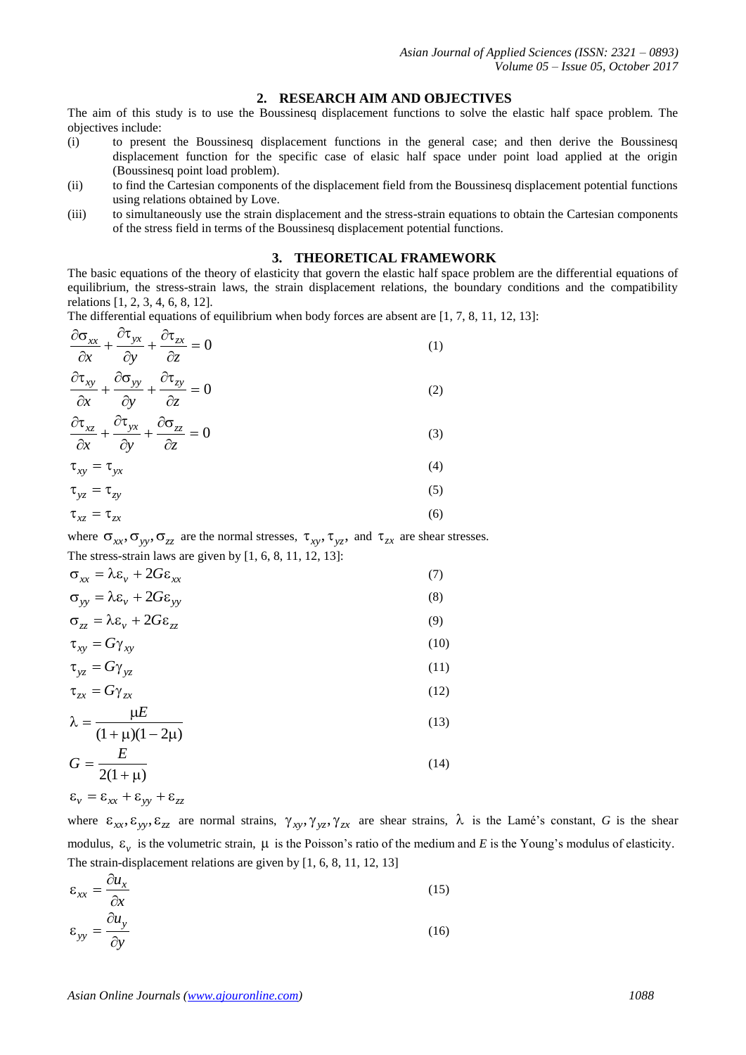## 2. RESEARCH AIM AND OBJECTIVES

The aim of this study is to use the Boussinesq displacement functions to solve the elastic half space problem. The objectives include:

(i) to present the Boussinesq displacement functions in the general case; and then derive the Boussinesq displacement function for the specific case of elasic half space under point load applied at the origin (Boussinesq point load problem).

(ii) to find the Cartesian components of the displacement field from the Boussinesq displacement potential functions using relations obtained by Love.

(iii) to simultaneously use the strain displacement and the stress-strain equations to obtain the Cartesian components of the stress field in terms of the Boussinesq displacement potential functions.

## 3. THEORETICAL FRAMEWORK

The basic equations of the theory of elasticity that govern the elastic half space problem are the differential equations of equilibrium, the stress-strain laws, the strain displacement relations, the boundary conditions and the compatibility relations [1, 2, 3, 4, 6, 8, 12].

The differential equations of equilibrium when body forces are absent are [1, 7, 8, 11, 12, 13]:

$$\frac{\partial \sigma_{xx}}{\partial x} + \frac{\partial \tau_{yx}}{\partial y} + \frac{\partial \tau_{zx}}{\partial z} = 0 \tag{1}$$

$$\frac{\partial \tau_{xy}}{\partial x} + \frac{\partial \sigma_{yy}}{\partial y} + \frac{\partial \tau_{zy}}{\partial z} = 0 \tag{2}$$

$$\frac{\partial \tau_{xz}}{\partial x} + \frac{\partial \tau_{yx}}{\partial y} + \frac{\partial \sigma_{zz}}{\partial z} = 0 \tag{3}$$

$$\tau_{xy} = \tau_{yx} \tag{4}$$

$$\tau_{yz} = \tau_{zy} \tag{5}$$

$$\tau_{xz} = \tau_{zx} \tag{6}$$

where $\sigma_{xx}, \sigma_{yy}, \sigma_{zz}$ are the normal stresses, $\tau_{xy}, \tau_{yz}$, and $\tau_{zx}$ are shear stresses.

The stress-strain laws are given by [1, 6, 8, 11, 12, 13]:

$$\sigma_{xx} = \lambda \varepsilon_v + 2G\varepsilon_{xx} \tag{7}$$

$$\sigma_{yy} = \lambda \varepsilon_v + 2G\varepsilon_{yy} \tag{8}$$

$$\sigma_{zz} = \lambda \varepsilon_v + 2G\varepsilon_{zz} \tag{9}$$

$$\tau_{xy} = G\gamma_{xy} \tag{10}$$

$$\tau_{yz} = G\gamma_{yz} \tag{11}$$

$$\tau_{zx} = G\gamma_{zx} \tag{12}$$

$$\lambda = \frac{\mu E}{(1+\mu)(1-2\mu)} \tag{13}$$

$$G = \frac{E}{2(1+\mu)} \tag{14}$$

$$\varepsilon_v = \varepsilon_{xx} + \varepsilon_{yy} + \varepsilon_{zz}$$

where $\varepsilon_{xx}, \varepsilon_{yy}, \varepsilon_{zz}$ are normal strains, $\gamma_{xy}, \gamma_{yz}, \gamma_{zx}$ are shear strains, $\lambda$ is the Lamé's constant, $G$ is the shear modulus, $\varepsilon_v$ is the volumetric strain, $\mu$ is the Poisson's ratio of the medium and $E$ is the Young's modulus of elasticity.

The strain-displacement relations are given by [1, 6, 8, 11, 12, 13]

$$\varepsilon_{xx} = \frac{\partial u_x}{\partial x} \tag{15}$$

$$\varepsilon_{yy} = \frac{\partial u_y}{\partial y} \tag{16}$$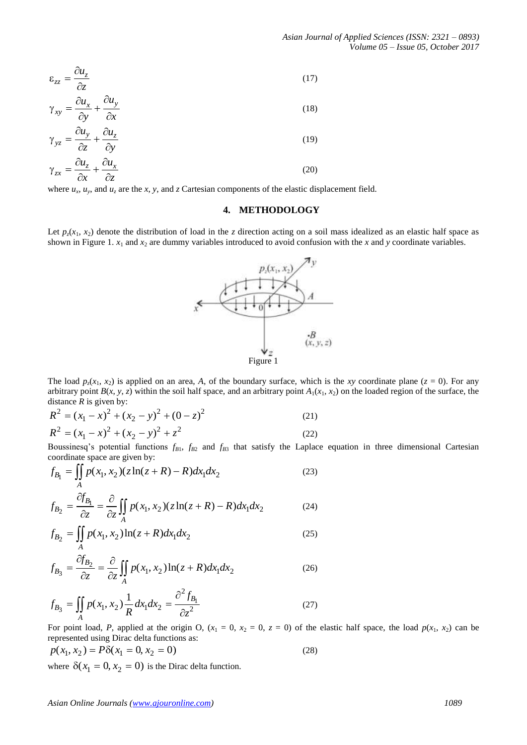$$\varepsilon_{zz} = \frac{\partial u_z}{\partial z} \tag{17}$$

$$\gamma_{xy} = \frac{\partial u_x}{\partial y} + \frac{\partial u_y}{\partial x} \tag{18}$$

$$\gamma_{yz} = \frac{\partial u_y}{\partial z} + \frac{\partial u_z}{\partial y} \tag{19}$$

$$\gamma_{zx} = \frac{\partial u_z}{\partial x} + \frac{\partial u_x}{\partial z} \tag{20}$$

where $u_x$, $u_y$, and $u_z$ are the $x$, $y$, and $z$ Cartesian components of the elastic displacement field.

## 4. METHODOLOGY

Let $p_z(x_1, x_2)$ denote the distribution of load in the $z$ direction acting on a soil mass idealized as an elastic half space as shown in Figure 1. $x_1$ and $x_2$ are dummy variables introduced to avoid confusion with the $x$ and $y$ coordinate variables.

Figure 1

The load $p_z(x_1, x_2)$ is applied on an area, $A$, of the boundary surface, which is the $xy$ coordinate plane ($z = 0$). For any arbitrary point $B(x, y, z)$ within the soil half space, and an arbitrary point $A_1(x_1, x_2)$ on the loaded region of the surface, the distance $R$ is given by:

$$R^2 = (x_1 - x)^2 + (x_2 - y)^2 + (0 - z)^2 \tag{21}$$

$$R^2 = (x_1 - x)^2 + (x_2 - y)^2 + z^2 \tag{22}$$

Boussinesq's potential functions $f_{B1}$, $f_{B2}$ and $f_{B3}$ that satisfy the Laplace equation in three dimensional Cartesian coordinate space are given by:

$$f_{B_1} = \iint_A p(x_1, x_2)(z\ln(z+R) - R)dx_1dx_2 \tag{23}$$

$$f_{B_2} = \frac{\partial f_{B_1}}{\partial z} = \frac{\partial}{\partial z}\iint_A p(x_1, x_2)(z\ln(z+R) - R)dx_1dx_2 \tag{24}$$

$$f_{B_2} = \iint_A p(x_1, x_2)\ln(z+R)dx_1dx_2 \tag{25}$$

$$f_{B_3} = \frac{\partial f_{B_2}}{\partial z} = \frac{\partial}{\partial z}\iint_A p(x_1, x_2)\ln(z+R)dx_1dx_2 \tag{26}$$

$$f_{B_3} = \iint_A p(x_1, x_2)\frac{1}{R}dx_1dx_2 = \frac{\partial^2 f_{B_1}}{\partial z^2} \tag{27}$$

For point load, $P$, applied at the origin O, ($x_1 = 0$, $x_2 = 0$, $z = 0$) of the elastic half space, the load $p(x_1, x_2)$ can be represented using Dirac delta functions as:

$$p(x_1, x_2) = P\delta(x_1 = 0, x_2 = 0) \tag{28}$$

where $\delta(x_1 = 0, x_2 = 0)$ is the Dirac delta function.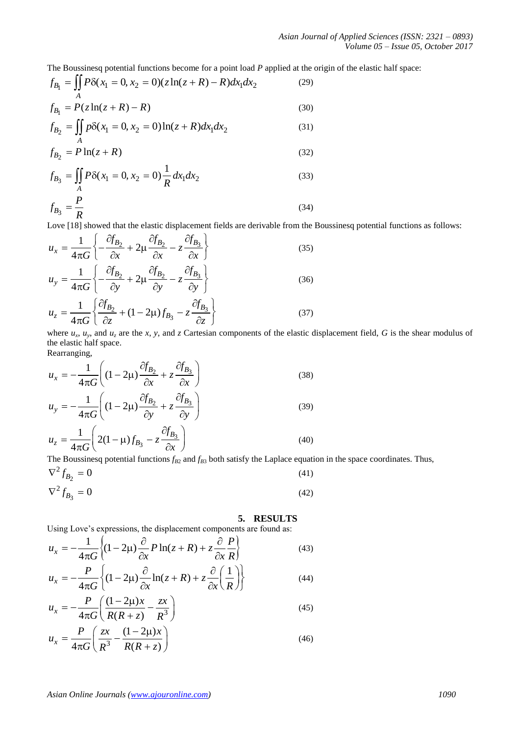The Boussinesq potential functions become for a point load $P$ applied at the origin of the elastic half space:

$$f_{B_1} = \iint_A P\delta(x_1 = 0, x_2 = 0)(z\ln(z+R) - R)dx_1 dx_2 \qquad (29)$$

$$f_{B_1} = P(z\ln(z+R) - R) \qquad (30)$$

$$f_{B_2} = \iint_A p\delta(x_1 = 0, x_2 = 0)\ln(z+R)dx_1 dx_2 \qquad (31)$$

$$f_{B_2} = P\ln(z+R) \qquad (32)$$

$$f_{B_3} = \iint_A P\delta(x_1 = 0, x_2 = 0)\frac{1}{R}dx_1 dx_2 \qquad (33)$$

$$f_{B_3} = \frac{P}{R} \qquad (34)$$

Love [18] showed that the elastic displacement fields are derivable from the Boussinesq potential functions as follows:

$$u_x = \frac{1}{4\pi G}\left\{-\frac{\partial f_{B_2}}{\partial x} + 2\mu\frac{\partial f_{B_2}}{\partial x} - z\frac{\partial f_{B_3}}{\partial x}\right\} \qquad (35)$$

$$u_y = \frac{1}{4\pi G}\left\{-\frac{\partial f_{B_2}}{\partial y} + 2\mu\frac{\partial f_{B_2}}{\partial y} - z\frac{\partial f_{B_3}}{\partial y}\right\} \qquad (36)$$

$$u_z = \frac{1}{4\pi G}\left\{\frac{\partial f_{B_2}}{\partial z} + (1-2\mu)f_{B_3} - z\frac{\partial f_{B_3}}{\partial z}\right\} \qquad (37)$$

where $u_x$, $u_y$, and $u_z$ are the $x$, $y$, and $z$ Cartesian components of the elastic displacement field, $G$ is the shear modulus of the elastic half space.

Rearranging,

$$u_x = -\frac{1}{4\pi G}\left((1-2\mu)\frac{\partial f_{B_2}}{\partial x} + z\frac{\partial f_{B_3}}{\partial x}\right) \qquad (38)$$

$$u_y = -\frac{1}{4\pi G}\left((1-2\mu)\frac{\partial f_{B_2}}{\partial y} + z\frac{\partial f_{B_3}}{\partial y}\right) \qquad (39)$$

$$u_z = \frac{1}{4\pi G}\left(2(1-\mu)f_{B_3} - z\frac{\partial f_{B_3}}{\partial x}\right) \qquad (40)$$

The Boussinesq potential functions $f_{B2}$ and $f_{B3}$ both satisfy the Laplace equation in the space coordinates. Thus,

$$\nabla^2 f_{B_2} = 0 \qquad (41)$$

$$\nabla^2 f_{B_3} = 0 \qquad (42)$$

## 5. RESULTS

Using Love's expressions, the displacement components are found as:

$$u_x = -\frac{1}{4\pi G}\left\{(1-2\mu)\frac{\partial}{\partial x}P\ln(z+R) + z\frac{\partial}{\partial x}\frac{P}{R}\right\} \qquad (43)$$

$$u_x = -\frac{P}{4\pi G}\left\{(1-2\mu)\frac{\partial}{\partial x}\ln(z+R) + z\frac{\partial}{\partial x}\left(\frac{1}{R}\right)\right\} \qquad (44)$$

$$u_x = -\frac{P}{4\pi G}\left(\frac{(1-2\mu)x}{R(R+z)} - \frac{zx}{R^3}\right) \qquad (45)$$

$$u_x = \frac{P}{4\pi G}\left(\frac{zx}{R^3} - \frac{(1-2\mu)x}{R(R+z)}\right) \qquad (46)$$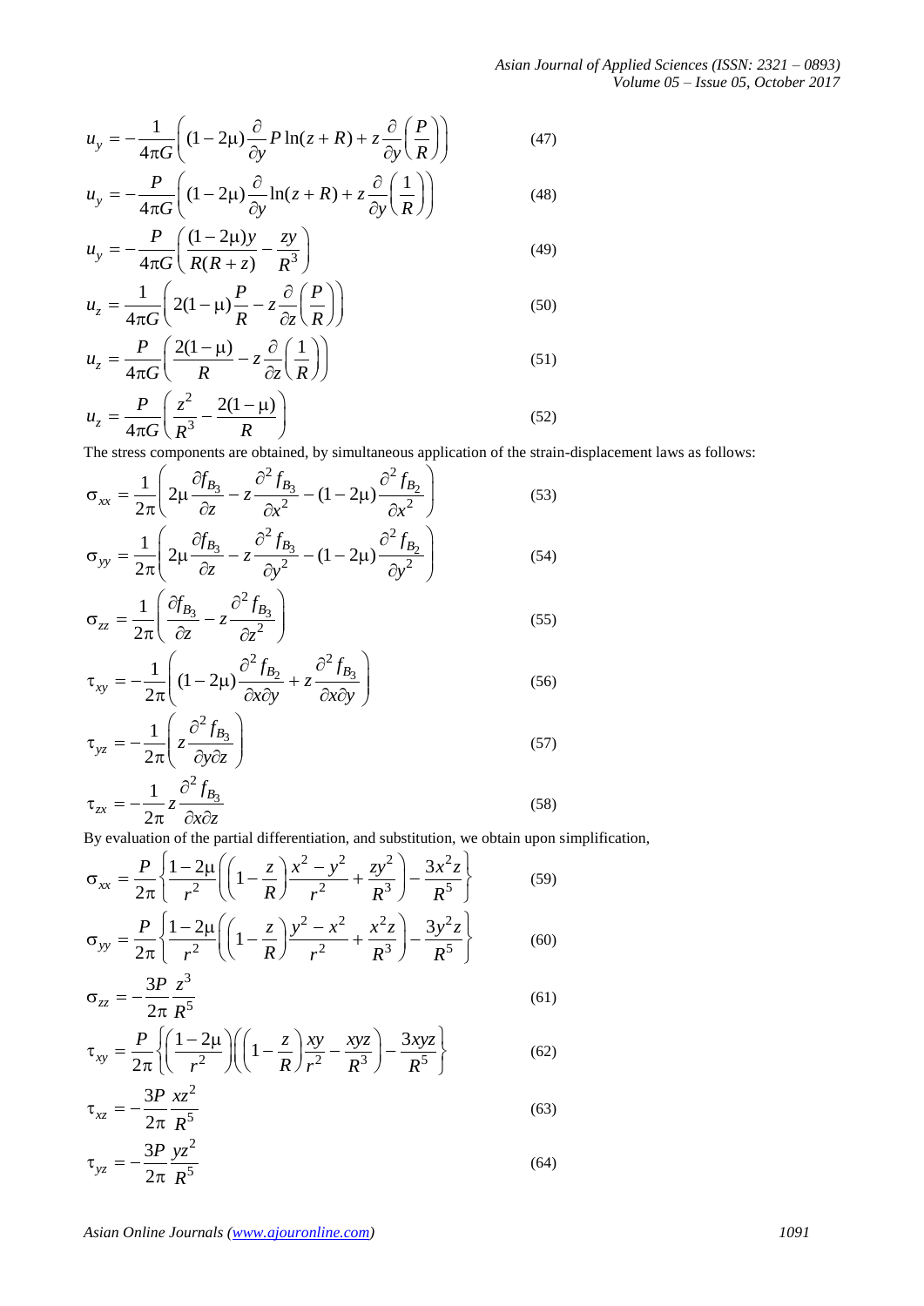$$u_y = -\frac{1}{4\pi G}\left((1-2\mu)\frac{\partial}{\partial y}P\ln(z+R) + z\frac{\partial}{\partial y}\left(\frac{P}{R}\right)\right) \quad (47)$$

$$u_y = -\frac{P}{4\pi G}\left((1-2\mu)\frac{\partial}{\partial y}\ln(z+R) + z\frac{\partial}{\partial y}\left(\frac{1}{R}\right)\right) \quad (48)$$

$$u_y = -\frac{P}{4\pi G}\left(\frac{(1-2\mu)y}{R(R+z)} - \frac{zy}{R^3}\right) \quad (49)$$

$$u_z = \frac{1}{4\pi G}\left(2(1-\mu)\frac{P}{R} - z\frac{\partial}{\partial z}\left(\frac{P}{R}\right)\right) \quad (50)$$

$$u_z = \frac{P}{4\pi G}\left(\frac{2(1-\mu)}{R} - z\frac{\partial}{\partial z}\left(\frac{1}{R}\right)\right) \quad (51)$$

$$u_z = \frac{P}{4\pi G}\left(\frac{z^2}{R^3} - \frac{2(1-\mu)}{R}\right) \quad (52)$$

The stress components are obtained, by simultaneous application of the strain-displacement laws as follows:

$$\sigma_{xx} = \frac{1}{2\pi}\left(2\mu\frac{\partial f_{B_3}}{\partial z} - z\frac{\partial^2 f_{B_3}}{\partial x^2} - (1-2\mu)\frac{\partial^2 f_{B_2}}{\partial x^2}\right) \quad (53)$$

$$\sigma_{yy} = \frac{1}{2\pi}\left(2\mu\frac{\partial f_{B_3}}{\partial z} - z\frac{\partial^2 f_{B_3}}{\partial y^2} - (1-2\mu)\frac{\partial^2 f_{B_2}}{\partial y^2}\right) \quad (54)$$

$$\sigma_{zz} = \frac{1}{2\pi}\left(\frac{\partial f_{B_3}}{\partial z} - z\frac{\partial^2 f_{B_3}}{\partial z^2}\right) \quad (55)$$

$$\tau_{xy} = -\frac{1}{2\pi}\left((1-2\mu)\frac{\partial^2 f_{B_2}}{\partial x\partial y} + z\frac{\partial^2 f_{B_3}}{\partial x\partial y}\right) \quad (56)$$

$$\tau_{yz} = -\frac{1}{2\pi}\left(z\frac{\partial^2 f_{B_3}}{\partial y\partial z}\right) \quad (57)$$

$$\tau_{zx} = -\frac{1}{2\pi}z\frac{\partial^2 f_{B_3}}{\partial x\partial z} \quad (58)$$

By evaluation of the partial differentiation, and substitution, we obtain upon simplification,

$$\sigma_{xx} = \frac{P}{2\pi}\left\{\frac{1-2\mu}{r^2}\left(\left(1-\frac{z}{R}\right)\frac{x^2-y^2}{r^2} + \frac{zy^2}{R^3}\right) - \frac{3x^2 z}{R^5}\right\} \quad (59)$$

$$\sigma_{yy} = \frac{P}{2\pi}\left\{\frac{1-2\mu}{r^2}\left(\left(1-\frac{z}{R}\right)\frac{y^2-x^2}{r^2} + \frac{x^2 z}{R^3}\right) - \frac{3y^2 z}{R^5}\right\} \quad (60)$$

$$\sigma_{zz} = -\frac{3P}{2\pi}\frac{z^3}{R^5} \quad (61)$$

$$\tau_{xy} = \frac{P}{2\pi}\left\{\left(\frac{1-2\mu}{r^2}\right)\left(\left(1-\frac{z}{R}\right)\frac{xy}{r^2} - \frac{xyz}{R^3}\right) - \frac{3xyz}{R^5}\right\} \quad (62)$$

$$\tau_{xz} = -\frac{3P}{2\pi}\frac{xz^2}{R^5} \quad (63)$$

$$\tau_{yz} = -\frac{3P}{2\pi}\frac{yz^2}{R^5} \quad (64)$$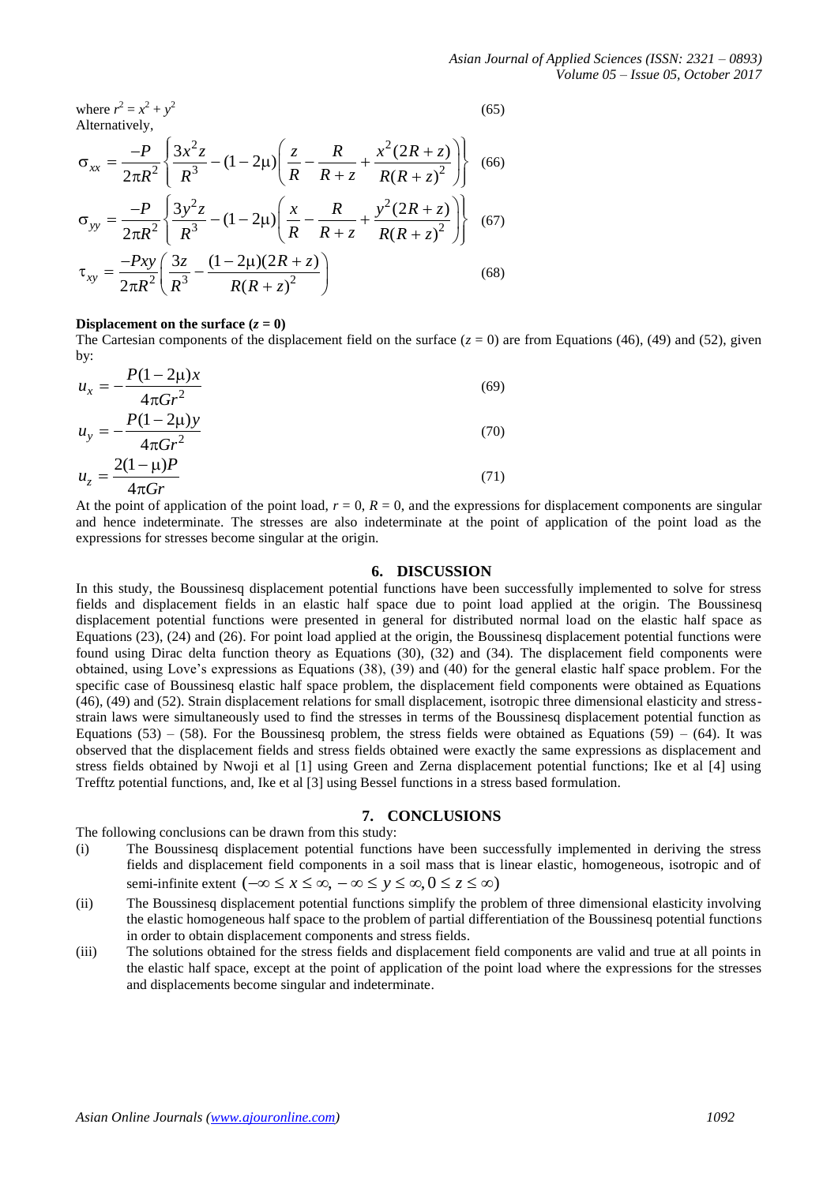where $r^2 = x^2 + y^2$ (65)

Alternatively,

$$\sigma_{xx} = \frac{-P}{2\pi R^2}\left\{\frac{3x^2 z}{R^3} - (1-2\mu)\left(\frac{z}{R} - \frac{R}{R+z} + \frac{x^2(2R+z)}{R(R+z)^2}\right)\right\} \quad (66)$$

$$\sigma_{yy} = \frac{-P}{2\pi R^2}\left\{\frac{3y^2 z}{R^3} - (1-2\mu)\left(\frac{x}{R} - \frac{R}{R+z} + \frac{y^2(2R+z)}{R(R+z)^2}\right)\right\} \quad (67)$$

$$\tau_{xy} = \frac{-Pxy}{2\pi R^2}\left(\frac{3z}{R^3} - \frac{(1-2\mu)(2R+z)}{R(R+z)^2}\right) \quad (68)$$

**Displacement on the surface ($z = 0$)**

The Cartesian components of the displacement field on the surface ($z = 0$) are from Equations (46), (49) and (52), given by:

$$u_x = -\frac{P(1-2\mu)x}{4\pi G r^2} \quad (69)$$

$$u_y = -\frac{P(1-2\mu)y}{4\pi G r^2} \quad (70)$$

$$u_z = \frac{2(1-\mu)P}{4\pi G r} \quad (71)$$

At the point of application of the point load, $r = 0$, $R = 0$, and the expressions for displacement components are singular and hence indeterminate. The stresses are also indeterminate at the point of application of the point load as the expressions for stresses become singular at the origin.

## 6. DISCUSSION

In this study, the Boussinesq displacement potential functions have been successfully implemented to solve for stress fields and displacement fields in an elastic half space due to point load applied at the origin. The Boussinesq displacement potential functions were presented in general for distributed normal load on the elastic half space as Equations (23), (24) and (26). For point load applied at the origin, the Boussinesq displacement potential functions were found using Dirac delta function theory as Equations (30), (32) and (34). The displacement field components were obtained, using Love's expressions as Equations (38), (39) and (40) for the general elastic half space problem. For the specific case of Boussinesq elastic half space problem, the displacement field components were obtained as Equations (46), (49) and (52). Strain displacement relations for small displacement, isotropic three dimensional elasticity and stress-strain laws were simultaneously used to find the stresses in terms of the Boussinesq displacement potential function as Equations (53) – (58). For the Boussinesq problem, the stress fields were obtained as Equations (59) – (64). It was observed that the displacement fields and stress fields obtained were exactly the same expressions as displacement and stress fields obtained by Nwoji et al [1] using Green and Zerna displacement potential functions; Ike et al [4] using Trefftz potential functions, and, Ike et al [3] using Bessel functions in a stress based formulation.

## 7. CONCLUSIONS

The following conclusions can be drawn from this study:

(i) The Boussinesq displacement potential functions have been successfully implemented in deriving the stress fields and displacement field components in a soil mass that is linear elastic, homogeneous, isotropic and of semi-infinite extent $(-\infty \le x \le \infty, -\infty \le y \le \infty, 0 \le z \le \infty)$

(ii) The Boussinesq displacement potential functions simplify the problem of three dimensional elasticity involving the elastic homogeneous half space to the problem of partial differentiation of the Boussinesq potential functions in order to obtain displacement components and stress fields.

(iii) The solutions obtained for the stress fields and displacement field components are valid and true at all points in the elastic half space, except at the point of application of the point load where the expressions for the stresses and displacements become singular and indeterminate.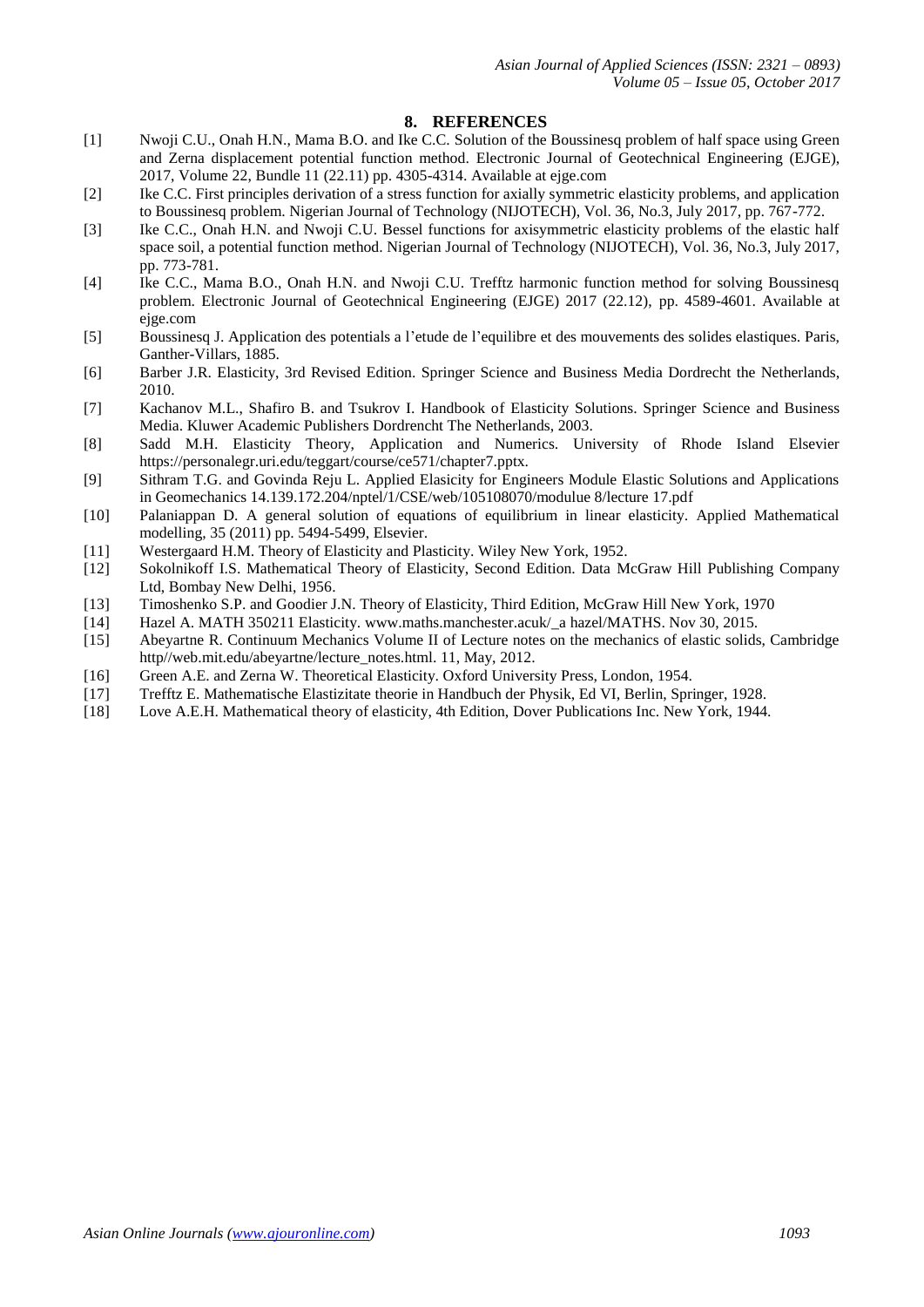## 8. REFERENCES

[1] Nwoji C.U., Onah H.N., Mama B.O. and Ike C.C. Solution of the Boussinesq problem of half space using Green and Zerna displacement potential function method. Electronic Journal of Geotechnical Engineering (EJGE), 2017, Volume 22, Bundle 11 (22.11) pp. 4305-4314. Available at ejge.com

[2] Ike C.C. First principles derivation of a stress function for axially symmetric elasticity problems, and application to Boussinesq problem. Nigerian Journal of Technology (NIJOTECH), Vol. 36, No.3, July 2017, pp. 767-772.

[3] Ike C.C., Onah H.N. and Nwoji C.U. Bessel functions for axisymmetric elasticity problems of the elastic half space soil, a potential function method. Nigerian Journal of Technology (NIJOTECH), Vol. 36, No.3, July 2017, pp. 773-781.

[4] Ike C.C., Mama B.O., Onah H.N. and Nwoji C.U. Trefftz harmonic function method for solving Boussinesq problem. Electronic Journal of Geotechnical Engineering (EJGE) 2017 (22.12), pp. 4589-4601. Available at ejge.com

[5] Boussinesq J. Application des potentials a l'etude de l'equilibre et des mouvements des solides elastiques. Paris, Ganther-Villars, 1885.

[6] Barber J.R. Elasticity, 3rd Revised Edition. Springer Science and Business Media Dordrecht the Netherlands, 2010.

[7] Kachanov M.L., Shafiro B. and Tsukrov I. Handbook of Elasticity Solutions. Springer Science and Business Media. Kluwer Academic Publishers Dordrencht The Netherlands, 2003.

[8] Sadd M.H. Elasticity Theory, Application and Numerics. University of Rhode Island Elsevier https://personalegr.uri.edu/teggart/course/ce571/chapter7.pptx.

[9] Sithram T.G. and Govinda Reju L. Applied Elasicity for Engineers Module Elastic Solutions and Applications in Geomechanics 14.139.172.204/nptel/1/CSE/web/105108070/modulue 8/lecture 17.pdf

[10] Palaniappan D. A general solution of equations of equilibrium in linear elasticity. Applied Mathematical modelling, 35 (2011) pp. 5494-5499, Elsevier.

[11] Westergaard H.M. Theory of Elasticity and Plasticity. Wiley New York, 1952.

[12] Sokolnikoff I.S. Mathematical Theory of Elasticity, Second Edition. Data McGraw Hill Publishing Company Ltd, Bombay New Delhi, 1956.

[13] Timoshenko S.P. and Goodier J.N. Theory of Elasticity, Third Edition, McGraw Hill New York, 1970

[14] Hazel A. MATH 350211 Elasticity. www.maths.manchester.acuk/_a hazel/MATHS. Nov 30, 2015.

[15] Abeyartne R. Continuum Mechanics Volume II of Lecture notes on the mechanics of elastic solids, Cambridge http//web.mit.edu/abeyartne/lecture_notes.html. 11, May, 2012.

[16] Green A.E. and Zerna W. Theoretical Elasticity. Oxford University Press, London, 1954.

[17] Trefftz E. Mathematische Elastizitate theorie in Handbuch der Physik, Ed VI, Berlin, Springer, 1928.

[18] Love A.E.H. Mathematical theory of elasticity, 4th Edition, Dover Publications Inc. New York, 1944.